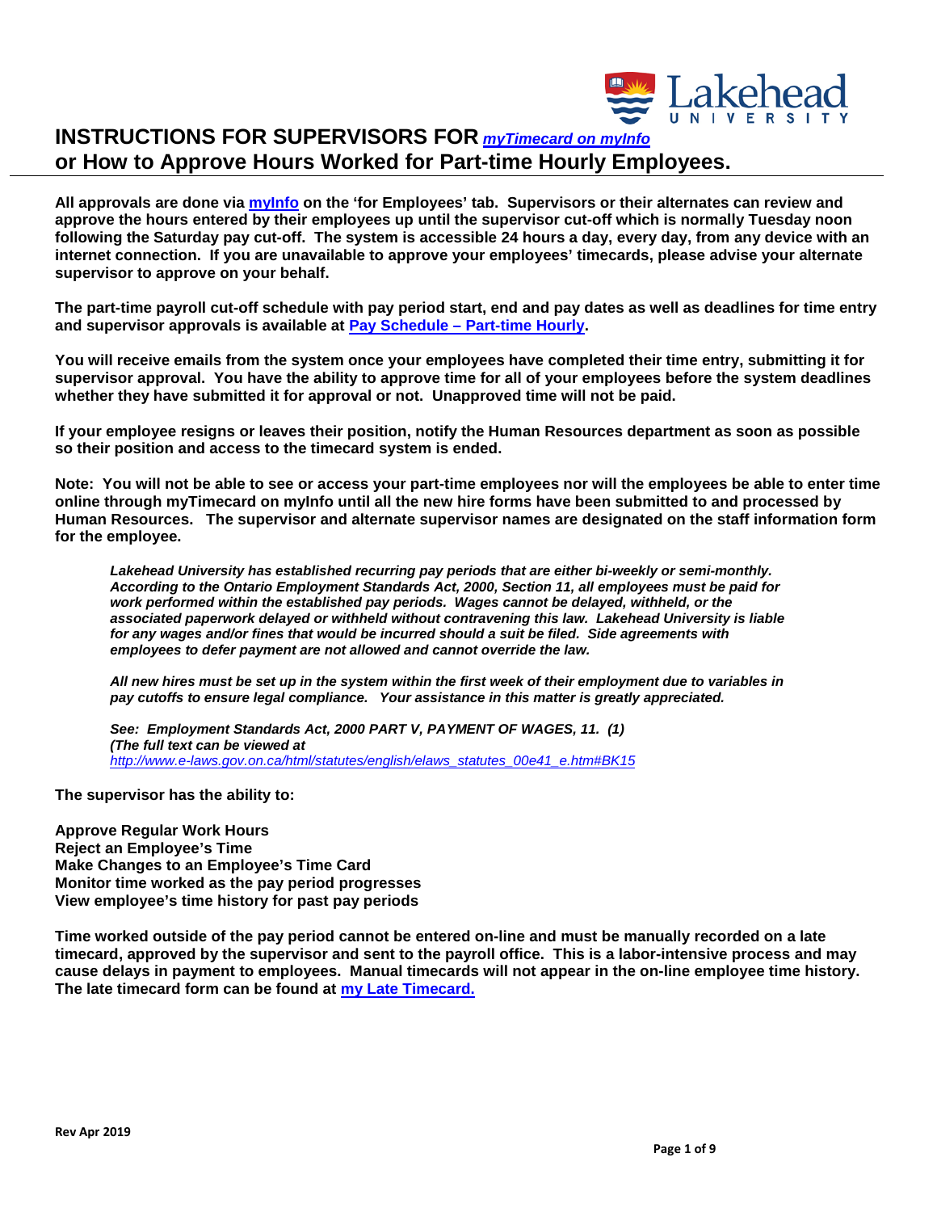# INSTRUCTIONS FOR SUPERVISORS FOR *myTimecard on myInfo* or How to Approve Hours Worked for Part-time Hourly Employees.

**All approvals are done via myInfo on the 'for Employees' tab. Supervisors or their alternates can review and approve the hours entered by their employees up until the supervisor cut-off which is normally Tuesday noon following the Saturday pay cut-off. The system is accessible 24 hours a day, every day, from any device with an internet connection. If you are unavailable to approve your employees' timecards, please advise your alternate supervisor to approve on your behalf.**

**The part-time payroll cut-off schedule with pay period start, end and pay dates as well as deadlines for time entry and supervisor approvals is available at Pay Schedule – Part-time Hourly.**

**You will receive emails from the system once your employees have completed their time entry, submitting it for supervisor approval. You have the ability to approve time for all of your employees before the system deadlines whether they have submitted it for approval or not. Unapproved time will not be paid.**

**If your employee resigns or leaves their position, notify the Human Resources department as soon as possible so their position and access to the timecard system is ended.**

**Note: You will not be able to see or access your part-time employees nor will the employees be able to enter time online through myTimecard on myInfo until all the new hire forms have been submitted to and processed by Human Resources. The supervisor and alternate supervisor names are designated on the staff information form for the employee.**

> ***Lakehead University has established recurring pay periods that are either bi-weekly or semi-monthly. According to the Ontario Employment Standards Act, 2000, Section 11, all employees must be paid for work performed within the established pay periods. Wages cannot be delayed, withheld, or the associated paperwork delayed or withheld without contravening this law. Lakehead University is liable for any wages and/or fines that would be incurred should a suit be filed. Side agreements with employees to defer payment are not allowed and cannot override the law.***
>
> ***All new hires must be set up in the system within the first week of their employment due to variables in pay cutoffs to ensure legal compliance. Your assistance in this matter is greatly appreciated.***
>
> ***See: Employment Standards Act, 2000 PART V, PAYMENT OF WAGES, 11. (1)***
> ***(The full text can be viewed at***
> *http://www.e-laws.gov.on.ca/html/statutes/english/elaws_statutes_00e41_e.htm#BK15*

**The supervisor has the ability to:**

**Approve Regular Work Hours**
**Reject an Employee's Time**
**Make Changes to an Employee's Time Card**
**Monitor time worked as the pay period progresses**
**View employee's time history for past pay periods**

**Time worked outside of the pay period cannot be entered on-line and must be manually recorded on a late timecard, approved by the supervisor and sent to the payroll office. This is a labor-intensive process and may cause delays in payment to employees. Manual timecards will not appear in the on-line employee time history. The late timecard form can be found at my Late Timecard.**

Rev Apr 2019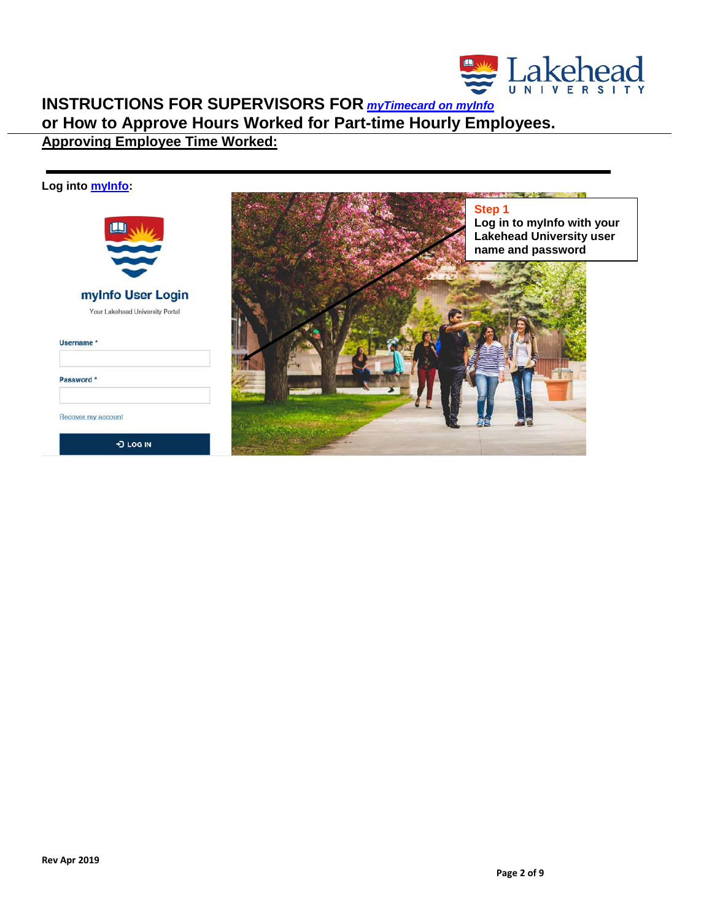# INSTRUCTIONS FOR SUPERVISORS FOR *myTimecard on myInfo*

## or How to Approve Hours Worked for Part-time Hourly Employees.

## Approving Employee Time Worked:

**Log into myInfo:**

myInfo User Login

Your Lakehead University Portal

Username *

Password *

Recover my account

LOG IN

**Step 1**

**Log in to myInfo with your Lakehead University user name and password**

**Rev Apr 2019**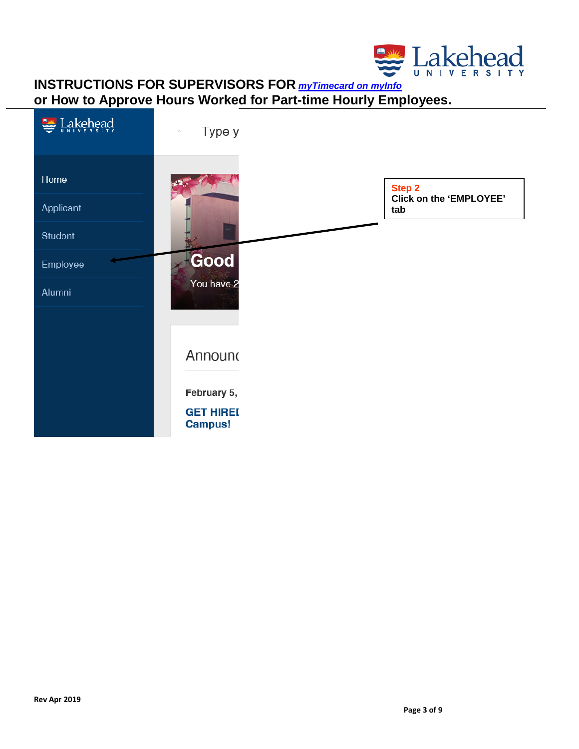**INSTRUCTIONS FOR SUPERVISORS FOR *myTimecard on myInfo***
**or How to Approve Hours Worked for Part-time Hourly Employees.**

Lakehead UNIVERSITY

Home

Applicant

Student

Employee

Alumni

Type y

Good

You have 2

Announc

February 5,

GET HIREI Campus!

**Step 2**
**Click on the 'EMPLOYEE' tab**

**Rev Apr 2019**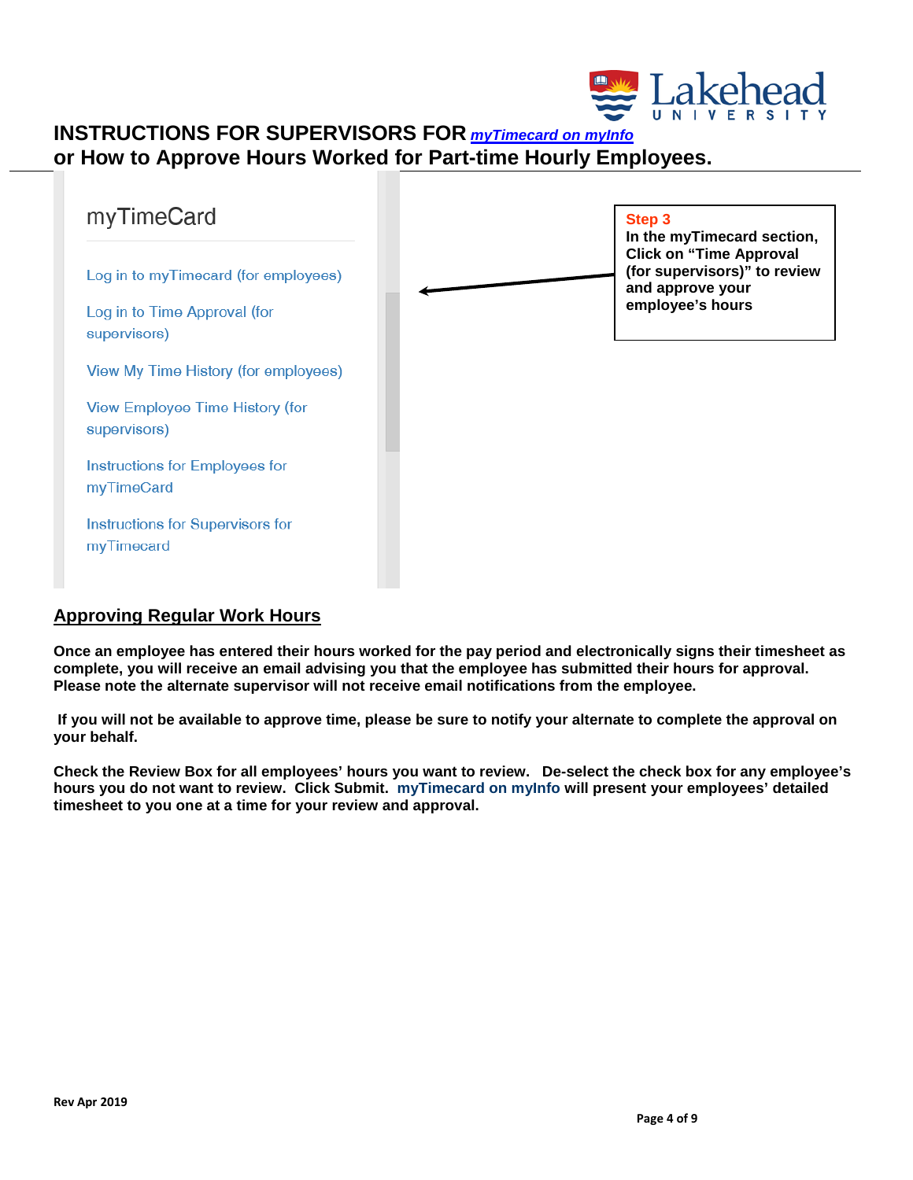# INSTRUCTIONS FOR SUPERVISORS FOR *myTimecard on myInfo* or How to Approve Hours Worked for Part-time Hourly Employees.

myTimeCard

Log in to myTimecard (for employees)

Log in to Time Approval (for supervisors)

View My Time History (for employees)

View Employee Time History (for supervisors)

Instructions for Employees for myTimeCard

Instructions for Supervisors for myTimecard

**Step 3**
**In the myTimecard section, Click on "Time Approval (for supervisors)" to review and approve your employee's hours**

## Approving Regular Work Hours

**Once an employee has entered their hours worked for the pay period and electronically signs their timesheet as complete, you will receive an email advising you that the employee has submitted their hours for approval. Please note the alternate supervisor will not receive email notifications from the employee.**

**If you will not be available to approve time, please be sure to notify your alternate to complete the approval on your behalf.**

**Check the Review Box for all employees' hours you want to review. De-select the check box for any employee's hours you do not want to review. Click Submit. myTimecard on myInfo will present your employees' detailed timesheet to you one at a time for your review and approval.**

Rev Apr 2019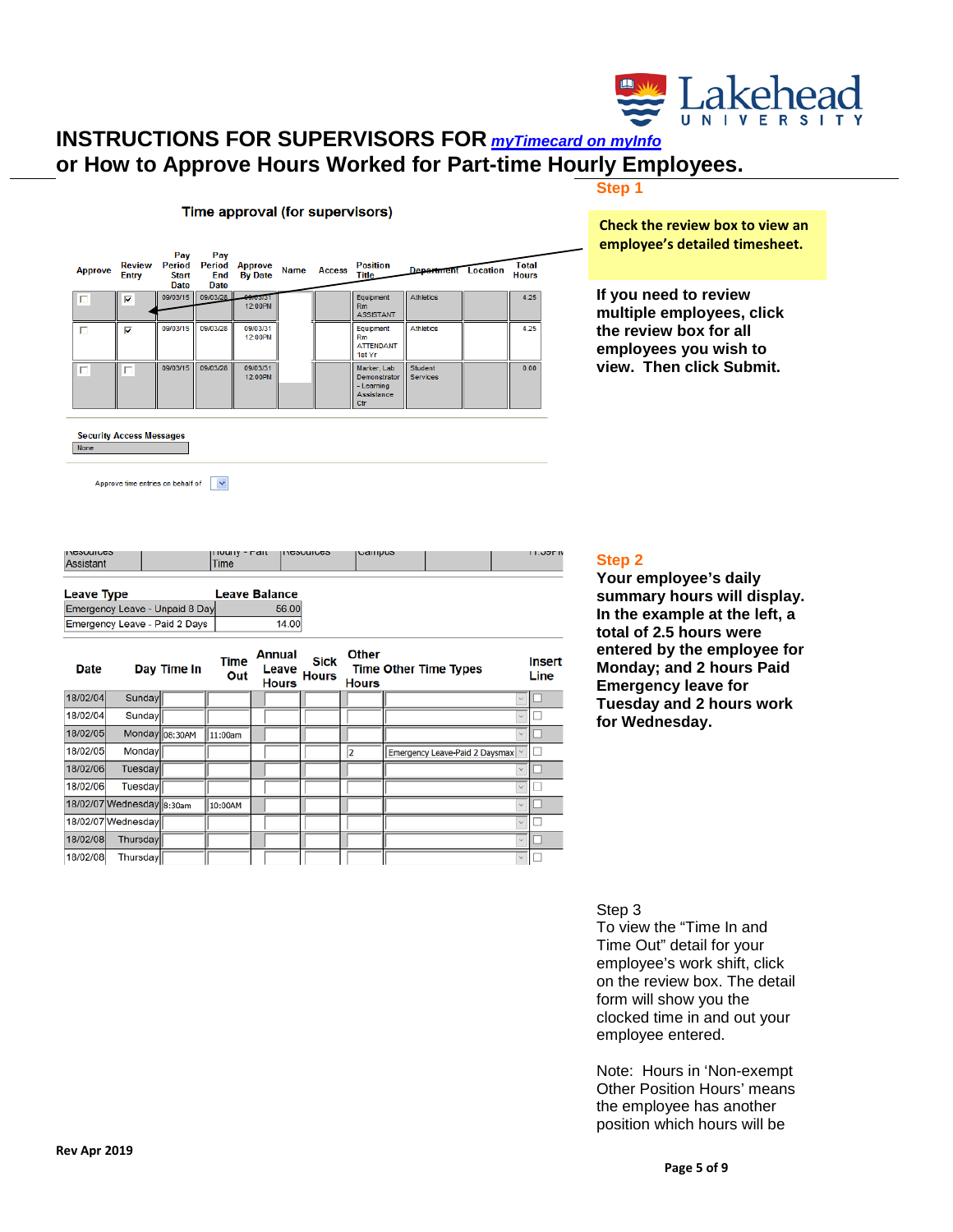# INSTRUCTIONS FOR SUPERVISORS FOR myTimecard on myInfo

## or How to Approve Hours Worked for Part-time Hourly Employees.

### Step 1

**Check the review box to view an employee's detailed timesheet.**

**If you need to review multiple employees, click the review box for all employees you wish to view. Then click Submit.**

Time approval (for supervisors)

| Approve | Review Entry | Pay Period Start Date | Pay Period End Date | Approve By Date | Name | Access | Position Title | Department | Location | Total Hours |
|---|---|---|---|---|---|---|---|---|---|---|
| ☐ | ☑ | 09/03/15 | 09/03/28 | 09/03/31 12:00PM | | | Equipment Rm ASSISTANT | Athletics | | 4.25 |
| ☐ | ☑ | 09/03/15 | 09/03/28 | 09/03/31 12:00PM | | | Equipment Rm ATTENDANT 1st Yr | Athletics | | 4.25 |
| ☐ | ☐ | 09/03/15 | 09/03/28 | 09/03/31 12:00PM | | | Marker, Lab Demonstrator - Learning Assistance Ctr | Student Services | | 0.00 |

Security Access Messages

None

Approve time entries on behalf of

### Step 2

**Your employee's daily summary hours will display. In the example at the left, a total of 2.5 hours were entered by the employee for Monday; and 2 hours Paid Emergency leave for Tuesday and 2 hours work for Wednesday.**

| Leave Type | Leave Balance |
|---|---|
| Emergency Leave - Unpaid 8 Day | 56.00 |
| Emergency Leave - Paid 2 Days | 14.00 |

| Date | Day | Time In | Time Out | Annual Leave Hours | Sick Hours | Other Time Hours | Other Time Types | Insert Line |
|---|---|---|---|---|---|---|---|---|
| 18/02/04 | Sunday | | | | | | | ☐ |
| 18/02/04 | Sunday | | | | | | | ☐ |
| 18/02/05 | Monday | 08:30AM | 11:00am | | | | | ☐ |
| 18/02/05 | Monday | | | | | 2 | Emergency Leave-Paid 2 Daysmax | ☐ |
| 18/02/06 | Tuesday | | | | | | | ☐ |
| 18/02/06 | Tuesday | | | | | | | ☐ |
| 18/02/07 | Wednesday | 8:30am | 10:00AM | | | | | ☐ |
| 18/02/07 | Wednesday | | | | | | | ☐ |
| 18/02/08 | Thursday | | | | | | | ☐ |
| 18/02/08 | Thursday | | | | | | | ☐ |

Step 3

To view the "Time In and Time Out" detail for your employee's work shift, click on the review box. The detail form will show you the clocked time in and out your employee entered.

Note: Hours in 'Non-exempt Other Position Hours' means the employee has another position which hours will be

**Rev Apr 2019**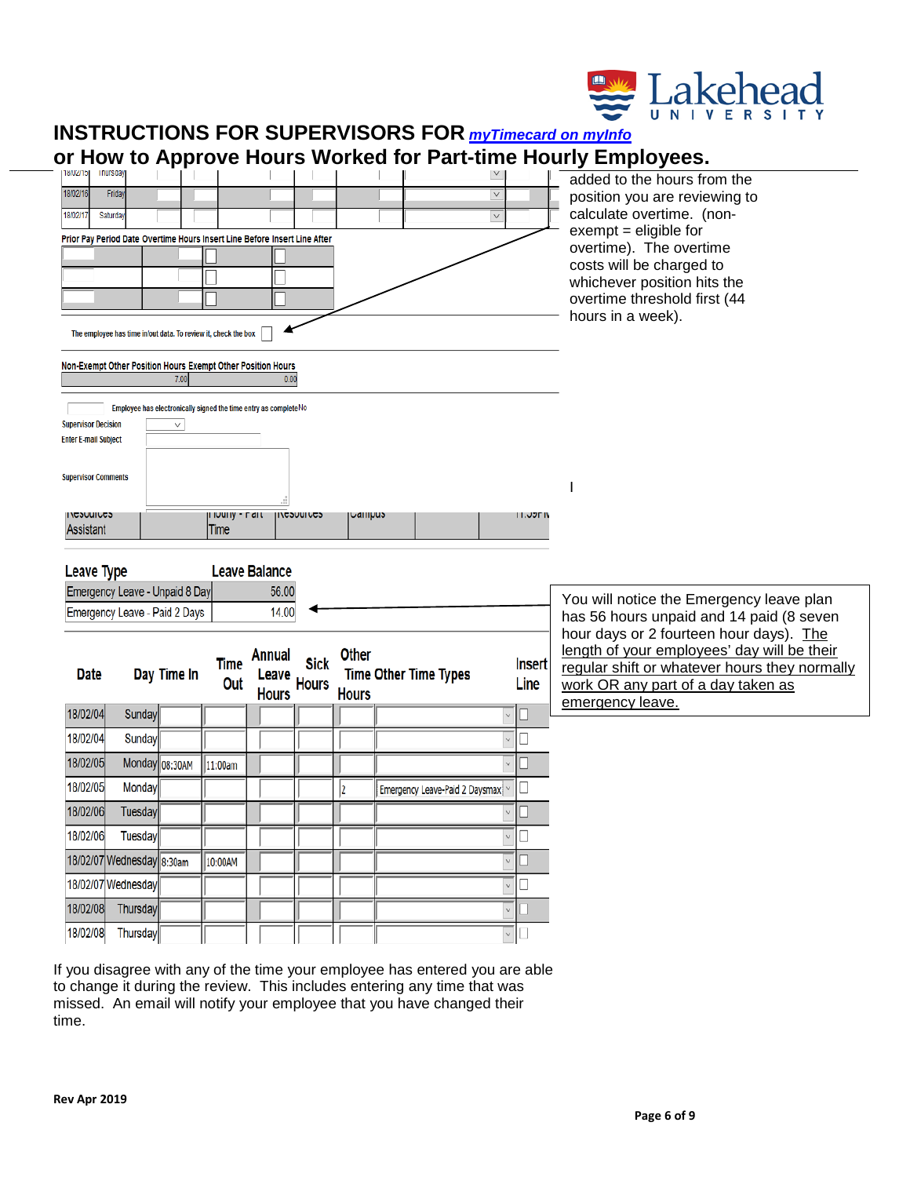# INSTRUCTIONS FOR SUPERVISORS FOR *myTimecard on myInfo*
# or How to Approve Hours Worked for Part-time Hourly Employees.

| 18/02/15 | Thursday | | | | | | | | |
|---|---|---|---|---|---|---|---|---|---|
| 18/02/16 | Friday | | | | | | | | |
| 18/02/17 | Saturday | | | | | | | | |

Prior Pay Period Date Overtime Hours Insert Line Before Insert Line After

The employee has time in/out data. To review it, check the box

added to the hours from the position you are reviewing to calculate overtime. (non-exempt = eligible for overtime). The overtime costs will be charged to whichever position hits the overtime threshold first (44 hours in a week).

| Non-Exempt Other Position Hours | Exempt Other Position Hours |
|---|---|
| 7.00 | 0.00 |

Employee has electronically signed the time entry as complete No

Supervisor Decision

Enter E-mail Subject

Supervisor Comments

| Resources Assistant | | Hourly - Part Time | Resources | Campus | | 11.59PM |
|---|---|---|---|---|---|---|

| Leave Type | Leave Balance |
|---|---|
| Emergency Leave - Unpaid 8 Day | 56.00 |
| Emergency Leave - Paid 2 Days | 14.00 |

You will notice the Emergency leave plan has 56 hours unpaid and 14 paid (8 seven hour days or 2 fourteen hour days). The length of your employees' day will be their regular shift or whatever hours they normally work OR any part of a day taken as emergency leave.

| Date | Day | Time In | Time Out | Annual Leave Hours | Sick Hours | Other Time Hours | Other Time Types | Insert Line |
|---|---|---|---|---|---|---|---|---|
| 18/02/04 | Sunday | | | | | | | |
| 18/02/04 | Sunday | | | | | | | |
| 18/02/05 | Monday | 08:30AM | 11:00am | | | | | |
| 18/02/05 | Monday | | | | | 2 | Emergency Leave-Paid 2 Daysmax | |
| 18/02/06 | Tuesday | | | | | | | |
| 18/02/06 | Tuesday | | | | | | | |
| 18/02/07 | Wednesday | 8:30am | 10:00AM | | | | | |
| 18/02/07 | Wednesday | | | | | | | |
| 18/02/08 | Thursday | | | | | | | |
| 18/02/08 | Thursday | | | | | | | |

If you disagree with any of the time your employee has entered you are able to change it during the review. This includes entering any time that was missed. An email will notify your employee that you have changed their time.

**Rev Apr 2019**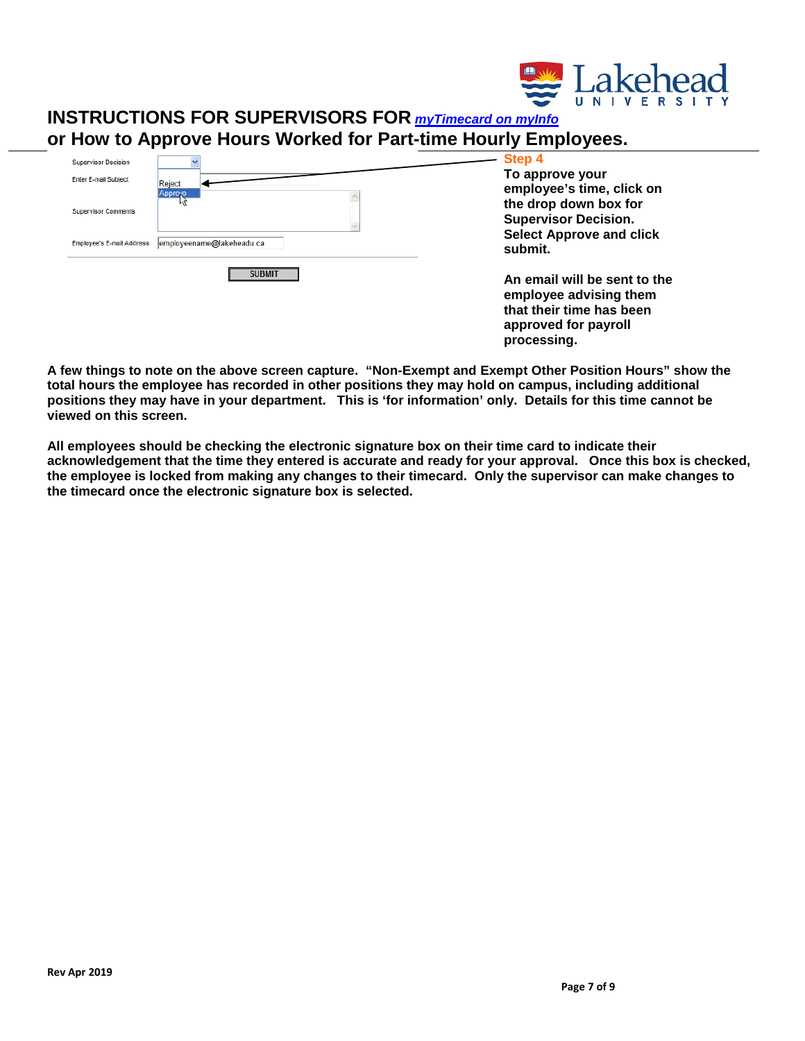# INSTRUCTIONS FOR SUPERVISORS FOR *myTimecard on myInfo*
## or How to Approve Hours Worked for Part-time Hourly Employees.

Supervisor Decision

Enter E-mail Subject

Reject
Approve

Supervisor Comments

Employee's E-mail Address employeename@lakeheadu.ca

SUBMIT

**Step 4**

**To approve your employee's time, click on the drop down box for Supervisor Decision. Select Approve and click submit.**

**An email will be sent to the employee advising them that their time has been approved for payroll processing.**

**A few things to note on the above screen capture. "Non-Exempt and Exempt Other Position Hours" show the total hours the employee has recorded in other positions they may hold on campus, including additional positions they may have in your department. This is 'for information' only. Details for this time cannot be viewed on this screen.**

**All employees should be checking the electronic signature box on their time card to indicate their acknowledgement that the time they entered is accurate and ready for your approval. Once this box is checked, the employee is locked from making any changes to their timecard. Only the supervisor can make changes to the timecard once the electronic signature box is selected.**

**Rev Apr 2019**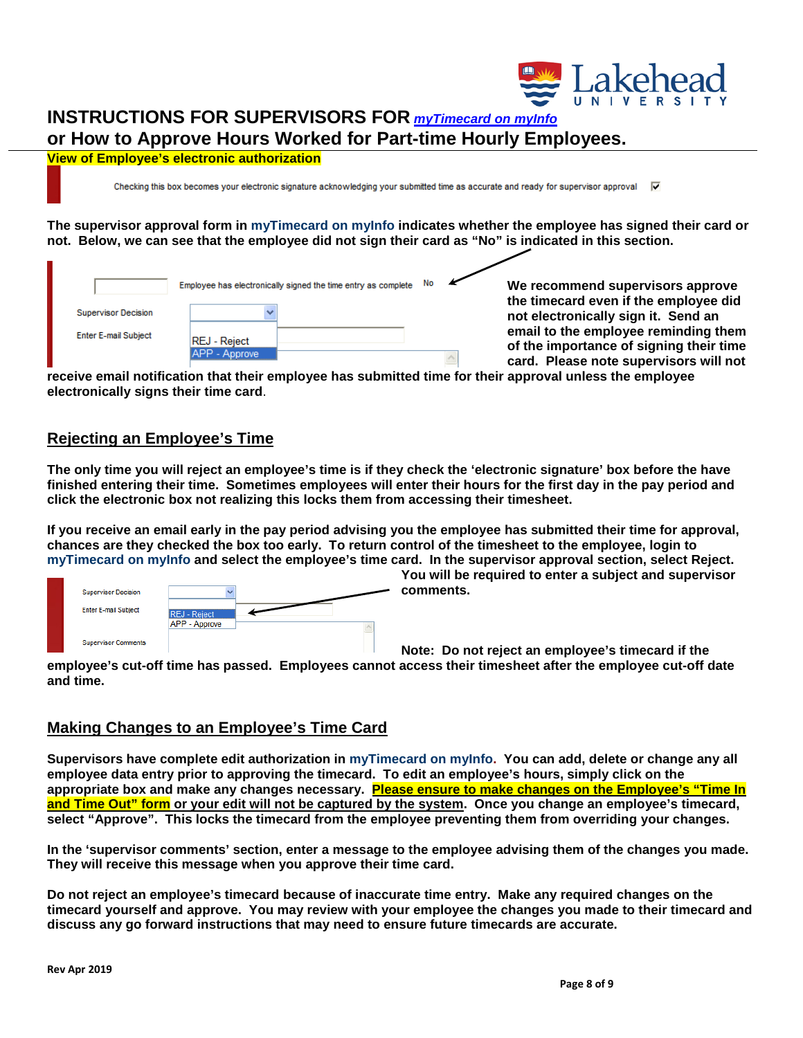# INSTRUCTIONS FOR SUPERVISORS FOR *myTimecard on myInfo*

# or How to Approve Hours Worked for Part-time Hourly Employees.

**View of Employee's electronic authorization**

Checking this box becomes your electronic signature acknowledging your submitted time as accurate and ready for supervisor approval

**The supervisor approval form in myTimecard on myInfo indicates whether the employee has signed their card or not. Below, we can see that the employee did not sign their card as "No" is indicated in this section.**

Employee has electronically signed the time entry as complete No

Supervisor Decision

Enter E-mail Subject

REJ - Reject

APP - Approve

**We recommend supervisors approve the timecard even if the employee did not electronically sign it. Send an email to the employee reminding them of the importance of signing their time card. Please note supervisors will not receive email notification that their employee has submitted time for their approval unless the employee electronically signs their time card.**

## Rejecting an Employee's Time

**The only time you will reject an employee's time is if they check the 'electronic signature' box before the have finished entering their time. Sometimes employees will enter their hours for the first day in the pay period and click the electronic box not realizing this locks them from accessing their timesheet.**

**If you receive an email early in the pay period advising you the employee has submitted their time for approval, chances are they checked the box too early. To return control of the timesheet to the employee, login to myTimecard on myInfo and select the employee's time card. In the supervisor approval section, select Reject. You will be required to enter a subject and supervisor comments.**

Supervisor Decision

Enter E-mail Subject

REJ - Reject

APP - Approve

Supervisor Comments

**Note: Do not reject an employee's timecard if the employee's cut-off time has passed. Employees cannot access their timesheet after the employee cut-off date and time.**

## Making Changes to an Employee's Time Card

**Supervisors have complete edit authorization in myTimecard on myInfo. You can add, delete or change any all employee data entry prior to approving the timecard. To edit an employee's hours, simply click on the appropriate box and make any changes necessary. Please ensure to make changes on the Employee's "Time In and Time Out" form or your edit will not be captured by the system. Once you change an employee's timecard, select "Approve". This locks the timecard from the employee preventing them from overriding your changes.**

**In the 'supervisor comments' section, enter a message to the employee advising them of the changes you made. They will receive this message when you approve their time card.**

**Do not reject an employee's timecard because of inaccurate time entry. Make any required changes on the timecard yourself and approve. You may review with your employee the changes you made to their timecard and discuss any go forward instructions that may need to ensure future timecards are accurate.**

**Rev Apr 2019**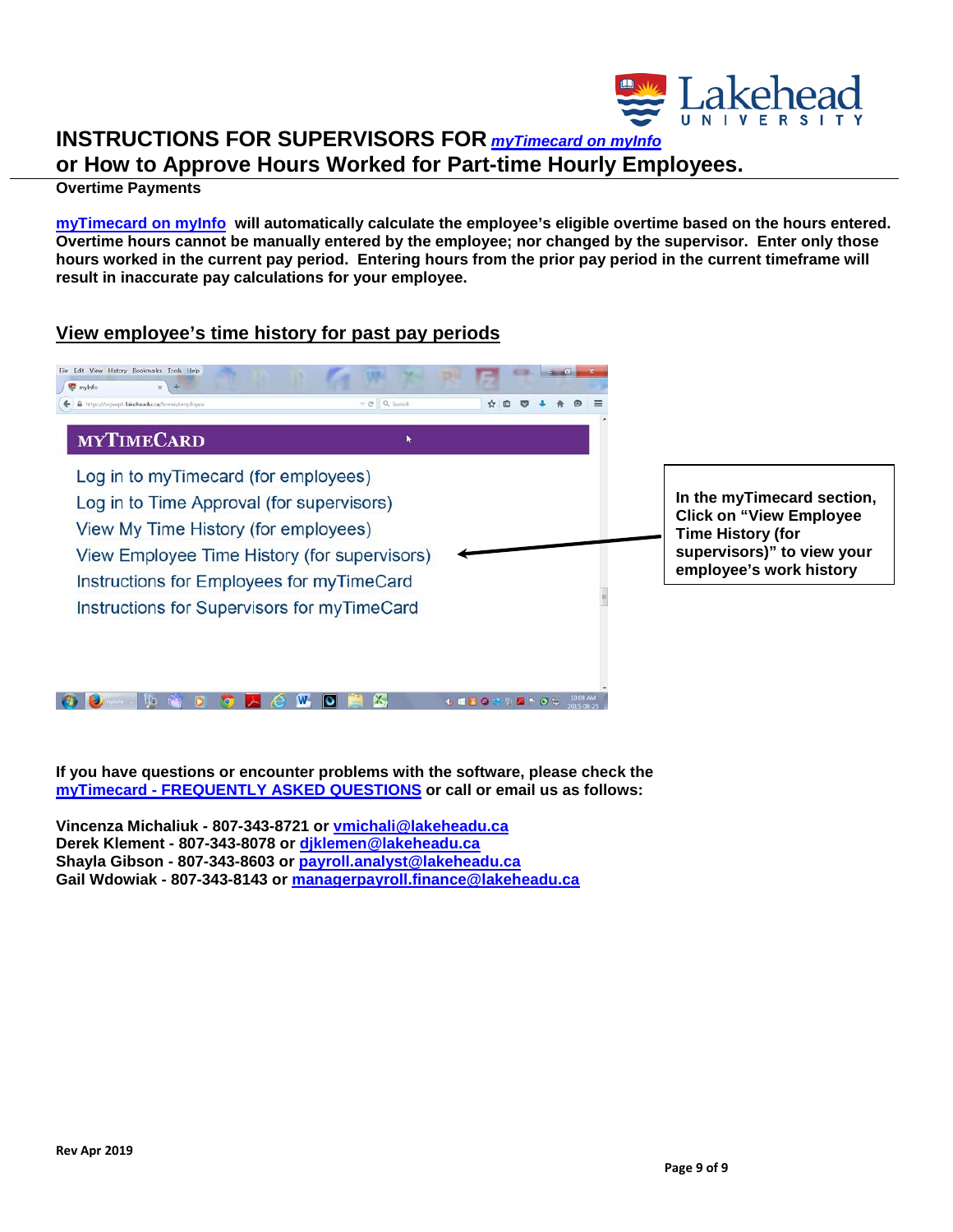# INSTRUCTIONS FOR SUPERVISORS FOR *myTimecard on myInfo*

# or How to Approve Hours Worked for Part-time Hourly Employees.

**Overtime Payments**

**myTimecard on myInfo will automatically calculate the employee's eligible overtime based on the hours entered. Overtime hours cannot be manually entered by the employee; nor changed by the supervisor. Enter only those hours worked in the current pay period. Entering hours from the prior pay period in the current timeframe will result in inaccurate pay calculations for your employee.**

## View employee's time history for past pay periods

MYTIMECARD

Log in to myTimecard (for employees)
Log in to Time Approval (for supervisors)
View My Time History (for employees)
View Employee Time History (for supervisors)
Instructions for Employees for myTimeCard
Instructions for Supervisors for myTimeCard

**In the myTimecard section, Click on "View Employee Time History (for supervisors)" to view your employee's work history**

**If you have questions or encounter problems with the software, please check the myTimecard - FREQUENTLY ASKED QUESTIONS or call or email us as follows:**

**Vincenza Michaliuk - 807-343-8721 or vmichali@lakeheadu.ca**
**Derek Klement - 807-343-8078 or djklemen@lakeheadu.ca**
**Shayla Gibson - 807-343-8603 or payroll.analyst@lakeheadu.ca**
**Gail Wdowiak - 807-343-8143 or managerpayroll.finance@lakeheadu.ca**

**Rev Apr 2019**